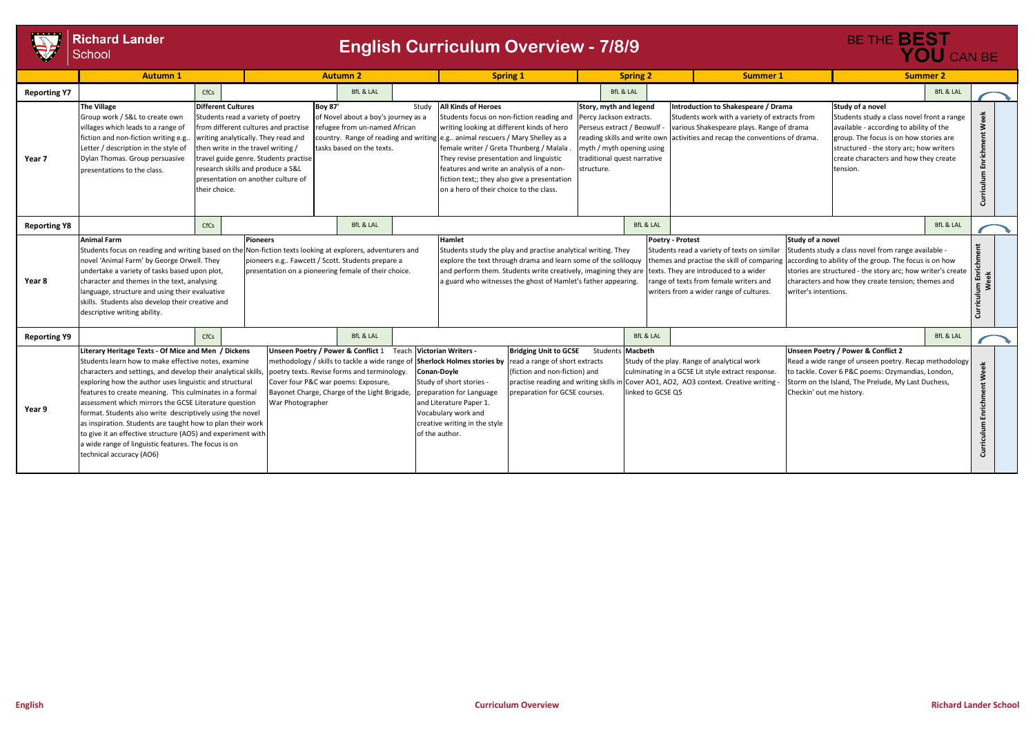# Richard Lander School

## English Curriculum Overview - 7/8/9

BE THE **BEST YOU** CAN BE

| | Autumn 1 | Autumn 2 | Spring 1 | Spring 2 | Summer 1 | Summer 2 | |
|---|---|---|---|---|---|---|---|
| **Reporting Y7** | CfCs | BfL & LAL | | BfL & LAL | | BfL & LAL | |
| **Year 7** | **The Village** Group work / S&L to create own villages which leads to a range of fiction and non-fiction writing e.g.. Letter / description in the style of Dylan Thomas. Group persuasive presentations to the class. **Different Cultures** Students read a variety of poetry from different cultures and practise writing analytically. They read and then write in the travel writing / travel guide genre. Students practise research skills and produce a S&L presentation on another culture of their choice. | **Boy 87'** Study of Novel about a boy's journey as a refugee from un-named African country. Range of reading and writing tasks based on the texts. | **All Kinds of Heroes** Students focus on non-fiction reading and writing looking at different kinds of hero e.g.. animal rescuers / Mary Shelley as a female writer / Greta Thunberg / Malala . They revise presentation and linguistic features and write an analysis of a non-fiction text;; they also give a presentation on a hero of their choice to the class. | **Story, myth and legend** Percy Jackson extracts. Perseus extract / Beowulf - reading skills and write own myth / myth opening using traditional quest narrative structure. | **Introduction to Shakespeare / Drama** Students work with a variety of extracts from various Shakespeare plays. Range of drama activities and recap the conventions of drama. | **Study of a novel** Students study a class novel front a range available - according to ability of the group. The focus is on how stories are structured - the story arc; how writers create characters and how they create tension. | Curriculum Enrichment Week |
| **Reporting Y8** | CfCs | BfL & LAL | | BfL & LAL | | BfL & LAL | |
| **Year 8** | **Animal Farm** Students focus on reading and writing based on the novel 'Animal Farm' by George Orwell. They undertake a variety of tasks based upon plot, character and themes in the text, analysing language, structure and using their evaluative skills. Students also develop their creative and descriptive writing ability. | **Pioneers** Non-fiction texts looking at explorers, adventurers and pioneers e.g.. Fawcett / Scott. Students prepare a presentation on a pioneering female of their choice. | **Hamlet** Students study the play and practise analytical writing. They explore the text through drama and learn some of the soliloquy and perform them. Students write creatively, imagining they are a guard who witnesses the ghost of Hamlet's father appearing. | **Poetry - Protest** Students read a variety of texts on similar themes and practise the skill of comparing texts. They are introduced to a wider range of texts from female writers and writers from a wider range of cultures. | | **Study of a novel** Students study a class novel from range available - according to ability of the group. The focus is on how stories are structured - the story arc; how writer's create characters and how they create tension; themes and writer's intentions. | Curriculum Enrichment Week |
| **Reporting Y9** | CfCs | BfL & LAL | | BfL & LAL | | BfL & LAL | |
| **Year 9** | **Literary Heritage Texts - Of Mice and Men / Dickens** Students learn how to make effective notes, examine characters and settings, and develop their analytical skills, exploring how the author uses linguistic and structural features to create meaning. This culminates in a formal assessment which mirrors the GCSE Literature question format. Students also write descriptively using the novel as inspiration. Students are taught how to plan their work to give it an effective structure (AO5) and experiment with a wide range of linguistic features. The focus is on technical accuracy (AO6) | **Unseen Poetry / Power & Conflict 1** Teach methodology / skills to tackle a wide range of poetry texts. Revise forms and terminology. Cover four P&C war poems: Exposure, Bayonet Charge, Charge of the Light Brigade, War Photographer | **Victorian Writers - Sherlock Holmes stories by Conan-Doyle** Study of short stories - preparation for Language and Literature Paper 1. Vocabulary work and creative writing in the style of the author. **Bridging Unit to GCSE** Students read a range of short extracts (fiction and non-fiction) and practise reading and writing skills in preparation for GCSE courses. | **Macbeth** Study of the play. Range of analytical work culminating in a GCSE Lit style extract response. Cover AO1, AO2, AO3 context. Creative writing - linked to GCSE Q5 | | **Unseen Poetry / Power & Conflict 2** Read a wide range of unseen poetry. Recap methodology to tackle. Cover 6 P&C poems: Ozymandias, London, Storm on the Island, The Prelude, My Last Duchess, Checkin' out me history. | Curriculum Enrichment Week |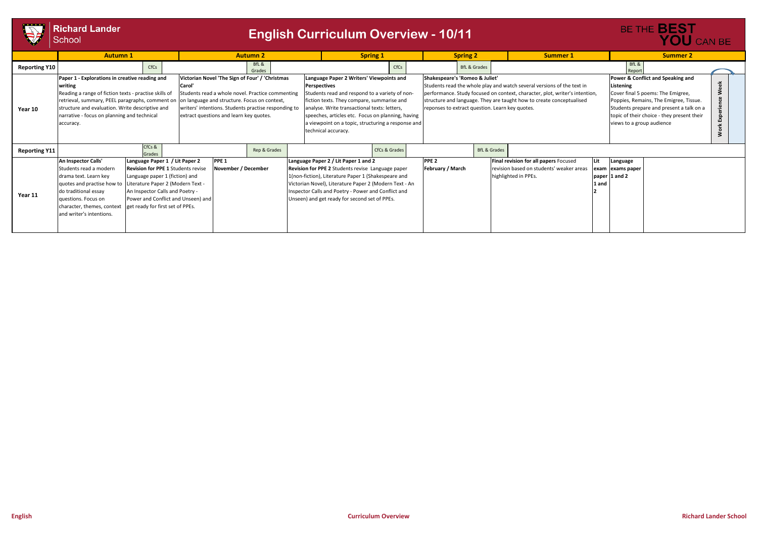# English Curriculum Overview - 10/11

Richard Lander School

BE THE BEST YOU CAN BE

| | Autumn 1 | Autumn 2 | Spring 1 | Spring 2 | Summer 1 | Summer 2 |
|---|---|---|---|---|---|---|
| **Reporting Y10** | CfCs | BfL & Grades | CfCs | BfL & Grades | | BfL & Report |
| **Year 10** | **Paper 1 - Explorations in creative reading and writing** Reading a range of fiction texts - practise skills of retrieval, summary, PEEL paragraphs, comment on structure and evaluation. Write descriptive and narrative - focus on planning and technical accuracy. | **Victorian Novel 'The Sign of Four' / 'Christmas Carol'** Students read a whole novel. Practice commenting on language and structure. Focus on context, writers' intentions. Students practise responding to extract questions and learn key quotes. | **Language Paper 2 Writers' Viewpoints and Perspectives** Students read and respond to a variety of non-fiction texts. They compare, summarise and analyse. Write transactional texts: letters, speeches, articles etc. Focus on planning, having a viewpoint on a topic, structuring a response and technical accuracy. | **Shakespeare's 'Romeo & Juliet'** Students read the whole play and watch several versions of the text in performance. Study focused on context, character, plot, writer's intention, structure and language. They are taught how to create conceptualised reponses to extract question. Learn key quotes. | | **Power & Conflict and Speaking and Listening** Cover final 5 poems: The Emigree, Poppies, Remains, The Emigree, Tissue. Students prepare and present a talk on a topic of their choice - they present their views to a group audience. **Work Experience Week** |
| **Reporting Y11** | CfCs & Grades | Rep & Grades | CfCs & Grades | BfL & Grades | | |
| **Year 11** | **An Inspector Calls'** Students read a modern drama text. Learn key quotes and practise how to do traditional essay questions. Focus on character, themes, context and writer's intentions. / **Language Paper 1 / Lit Paper 2** **Revision for PPE 1** Students revise Language paper 1 (fiction) and Literature Paper 2 (Modern Text - An Inspector Calls and Poetry - Power and Conflict and Unseen) and get ready for first set of PPEs. | **PPE 1** **November / December** | **Language Paper 2 / Lit Paper 1 and 2** **Revision for PPE 2** Students revise Language paper 1(non-fiction), Literature Paper 1 (Shakespeare and Victorian Novel), Literature Paper 2 (Modern Text - An Inspector Calls and Poetry - Power and Conflict and Unseen) and get ready for second set of PPEs. | **PPE 2** **February / March** | **Final revision for all papers** Focused revision based on students' weaker areas highlighted in PPEs. / **Lit exam paper 1 and 2** | **Language exams paper 1 and 2** |